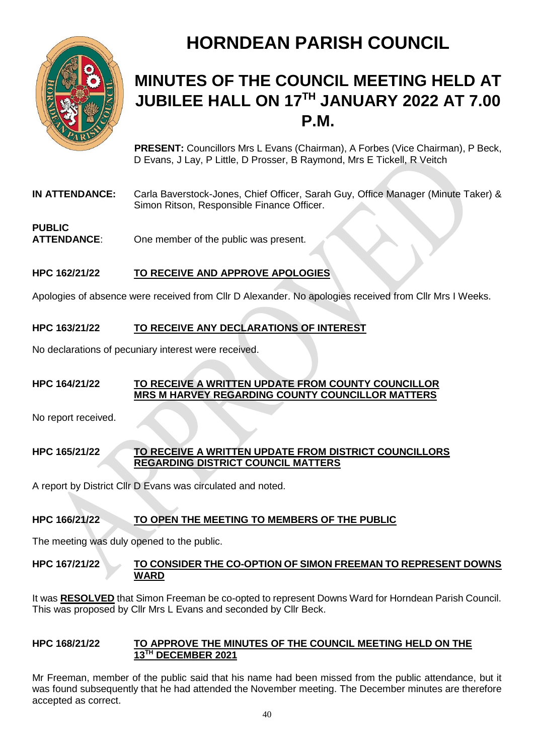# HORNDEAN PARISH COUNCIL

## MINUTES OF THE COUNCIL MEETING HELD AT JUBILEE HALL ON 17TH JANUARY 2022 AT 7.00 P.M.

**PRESENT:** Councillors Mrs L Evans (Chairman), A Forbes (Vice Chairman), P Beck, D Evans, J Lay, P Little, D Prosser, B Raymond, Mrs E Tickell, R Veitch

**IN ATTENDANCE:** Carla Baverstock-Jones, Chief Officer, Sarah Guy, Office Manager (Minute Taker) & Simon Ritson, Responsible Finance Officer.

**PUBLIC ATTENDANCE**: One member of the public was present.

**HPC 162/21/22** **TO RECEIVE AND APPROVE APOLOGIES**

Apologies of absence were received from Cllr D Alexander. No apologies received from Cllr Mrs I Weeks.

**HPC 163/21/22** **TO RECEIVE ANY DECLARATIONS OF INTEREST**

No declarations of pecuniary interest were received.

**HPC 164/21/22** **TO RECEIVE A WRITTEN UPDATE FROM COUNTY COUNCILLOR MRS M HARVEY REGARDING COUNTY COUNCILLOR MATTERS**

No report received.

**HPC 165/21/22** **TO RECEIVE A WRITTEN UPDATE FROM DISTRICT COUNCILLORS REGARDING DISTRICT COUNCIL MATTERS**

A report by District Cllr D Evans was circulated and noted.

**HPC 166/21/22** **TO OPEN THE MEETING TO MEMBERS OF THE PUBLIC**

The meeting was duly opened to the public.

**HPC 167/21/22** **TO CONSIDER THE CO-OPTION OF SIMON FREEMAN TO REPRESENT DOWNS WARD**

It was **RESOLVED** that Simon Freeman be co-opted to represent Downs Ward for Horndean Parish Council. This was proposed by Cllr Mrs L Evans and seconded by Cllr Beck.

**HPC 168/21/22** **TO APPROVE THE MINUTES OF THE COUNCIL MEETING HELD ON THE 13TH DECEMBER 2021**

Mr Freeman, member of the public said that his name had been missed from the public attendance, but it was found subsequently that he had attended the November meeting. The December minutes are therefore accepted as correct.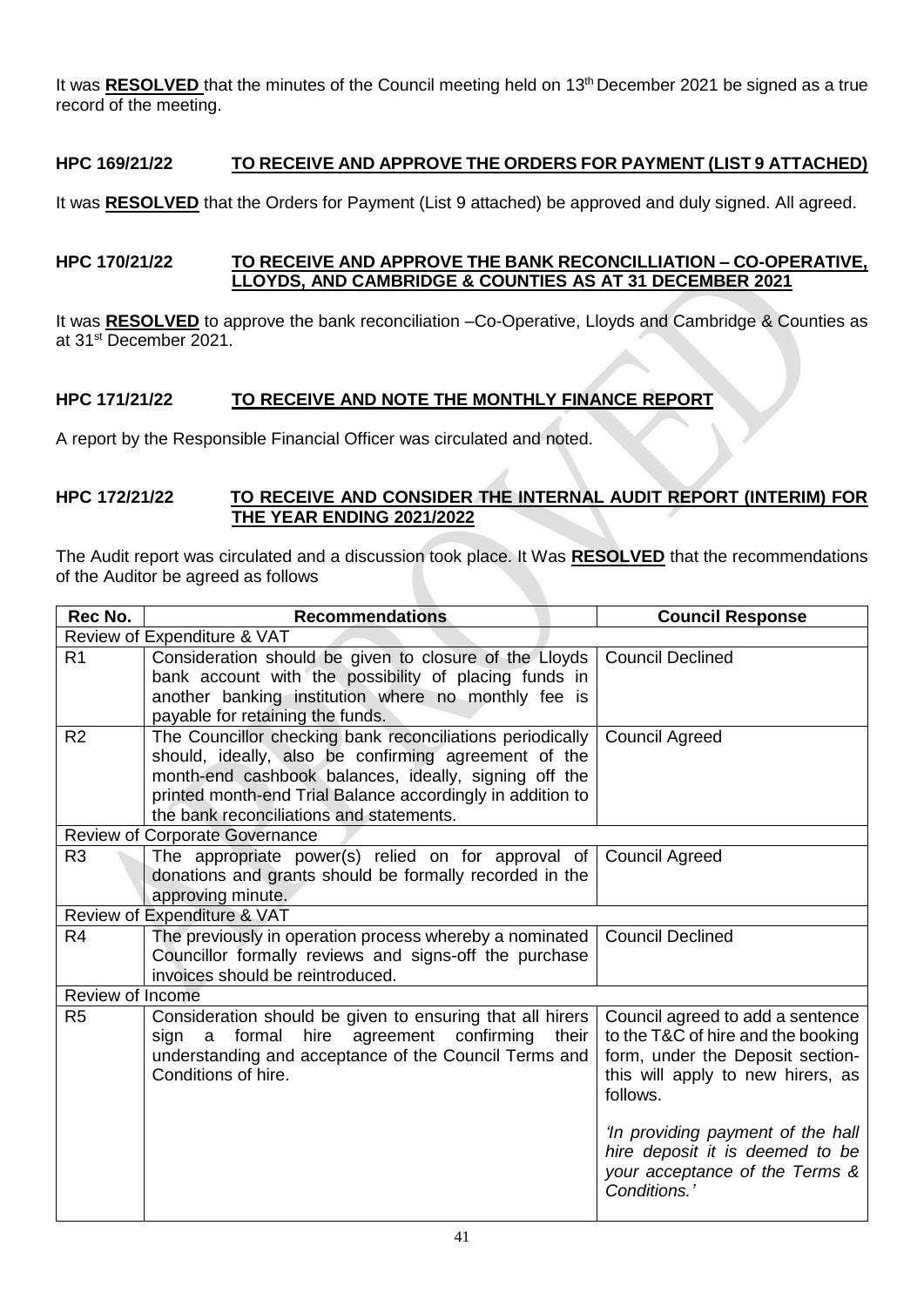It was **RESOLVED** that the minutes of the Council meeting held on 13th December 2021 be signed as a true record of the meeting.

## HPC 169/21/22 TO RECEIVE AND APPROVE THE ORDERS FOR PAYMENT (LIST 9 ATTACHED)

It was **RESOLVED** that the Orders for Payment (List 9 attached) be approved and duly signed. All agreed.

## HPC 170/21/22 TO RECEIVE AND APPROVE THE BANK RECONCILLIATION – CO-OPERATIVE, LLOYDS, AND CAMBRIDGE & COUNTIES AS AT 31 DECEMBER 2021

It was **RESOLVED** to approve the bank reconciliation –Co-Operative, Lloyds and Cambridge & Counties as at 31st December 2021.

## HPC 171/21/22 TO RECEIVE AND NOTE THE MONTHLY FINANCE REPORT

A report by the Responsible Financial Officer was circulated and noted.

## HPC 172/21/22 TO RECEIVE AND CONSIDER THE INTERNAL AUDIT REPORT (INTERIM) FOR THE YEAR ENDING 2021/2022

The Audit report was circulated and a discussion took place. It Was **RESOLVED** that the recommendations of the Auditor be agreed as follows

| Rec No. | Recommendations | Council Response |
|---|---|---|
| Review of Expenditure & VAT | | |
| R1 | Consideration should be given to closure of the Lloyds bank account with the possibility of placing funds in another banking institution where no monthly fee is payable for retaining the funds. | Council Declined |
| R2 | The Councillor checking bank reconciliations periodically should, ideally, also be confirming agreement of the month-end cashbook balances, ideally, signing off the printed month-end Trial Balance accordingly in addition to the bank reconciliations and statements. | Council Agreed |
| Review of Corporate Governance | | |
| R3 | The appropriate power(s) relied on for approval of donations and grants should be formally recorded in the approving minute. | Council Agreed |
| Review of Expenditure & VAT | | |
| R4 | The previously in operation process whereby a nominated Councillor formally reviews and signs-off the purchase invoices should be reintroduced. | Council Declined |
| Review of Income | | |
| R5 | Consideration should be given to ensuring that all hirers sign a formal hire agreement confirming their understanding and acceptance of the Council Terms and Conditions of hire. | Council agreed to add a sentence to the T&C of hire and the booking form, under the Deposit section- this will apply to new hirers, as follows. *'In providing payment of the hall hire deposit it is deemed to be your acceptance of the Terms & Conditions.'* |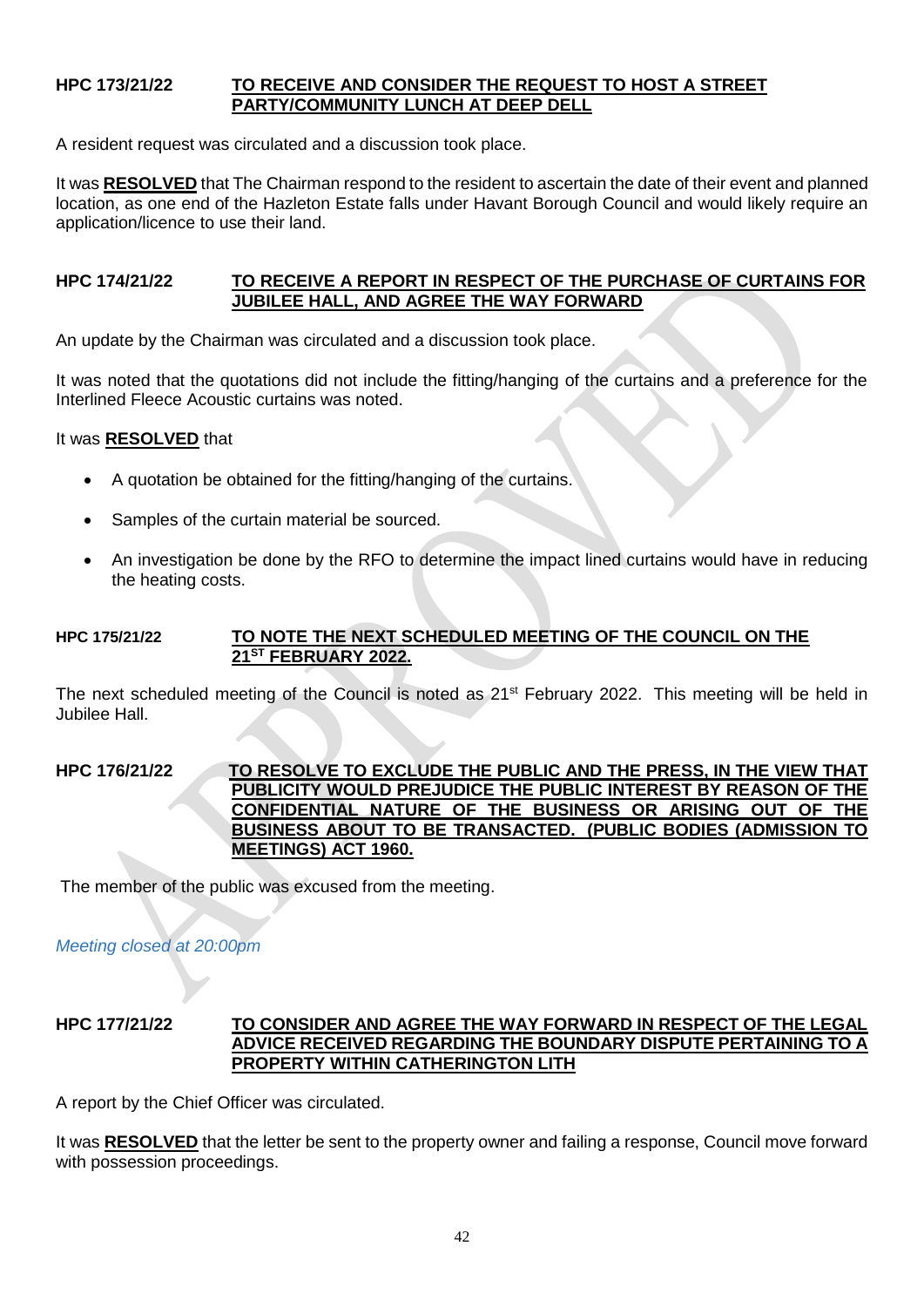**HPC 173/21/22** **TO RECEIVE AND CONSIDER THE REQUEST TO HOST A STREET PARTY/COMMUNITY LUNCH AT DEEP DELL**

A resident request was circulated and a discussion took place.

It was **RESOLVED** that The Chairman respond to the resident to ascertain the date of their event and planned location, as one end of the Hazleton Estate falls under Havant Borough Council and would likely require an application/licence to use their land.

**HPC 174/21/22** **TO RECEIVE A REPORT IN RESPECT OF THE PURCHASE OF CURTAINS FOR JUBILEE HALL, AND AGREE THE WAY FORWARD**

An update by the Chairman was circulated and a discussion took place.

It was noted that the quotations did not include the fitting/hanging of the curtains and a preference for the Interlined Fleece Acoustic curtains was noted.

It was **RESOLVED** that

- A quotation be obtained for the fitting/hanging of the curtains.
- Samples of the curtain material be sourced.
- An investigation be done by the RFO to determine the impact lined curtains would have in reducing the heating costs.

**HPC 175/21/22** **TO NOTE THE NEXT SCHEDULED MEETING OF THE COUNCIL ON THE 21ST FEBRUARY 2022.**

The next scheduled meeting of the Council is noted as 21st February 2022. This meeting will be held in Jubilee Hall.

**HPC 176/21/22** **TO RESOLVE TO EXCLUDE THE PUBLIC AND THE PRESS, IN THE VIEW THAT PUBLICITY WOULD PREJUDICE THE PUBLIC INTEREST BY REASON OF THE CONFIDENTIAL NATURE OF THE BUSINESS OR ARISING OUT OF THE BUSINESS ABOUT TO BE TRANSACTED. (PUBLIC BODIES (ADMISSION TO MEETINGS) ACT 1960.**

The member of the public was excused from the meeting.

*Meeting closed at 20:00pm*

**HPC 177/21/22** **TO CONSIDER AND AGREE THE WAY FORWARD IN RESPECT OF THE LEGAL ADVICE RECEIVED REGARDING THE BOUNDARY DISPUTE PERTAINING TO A PROPERTY WITHIN CATHERINGTON LITH**

A report by the Chief Officer was circulated.

It was **RESOLVED** that the letter be sent to the property owner and failing a response, Council move forward with possession proceedings.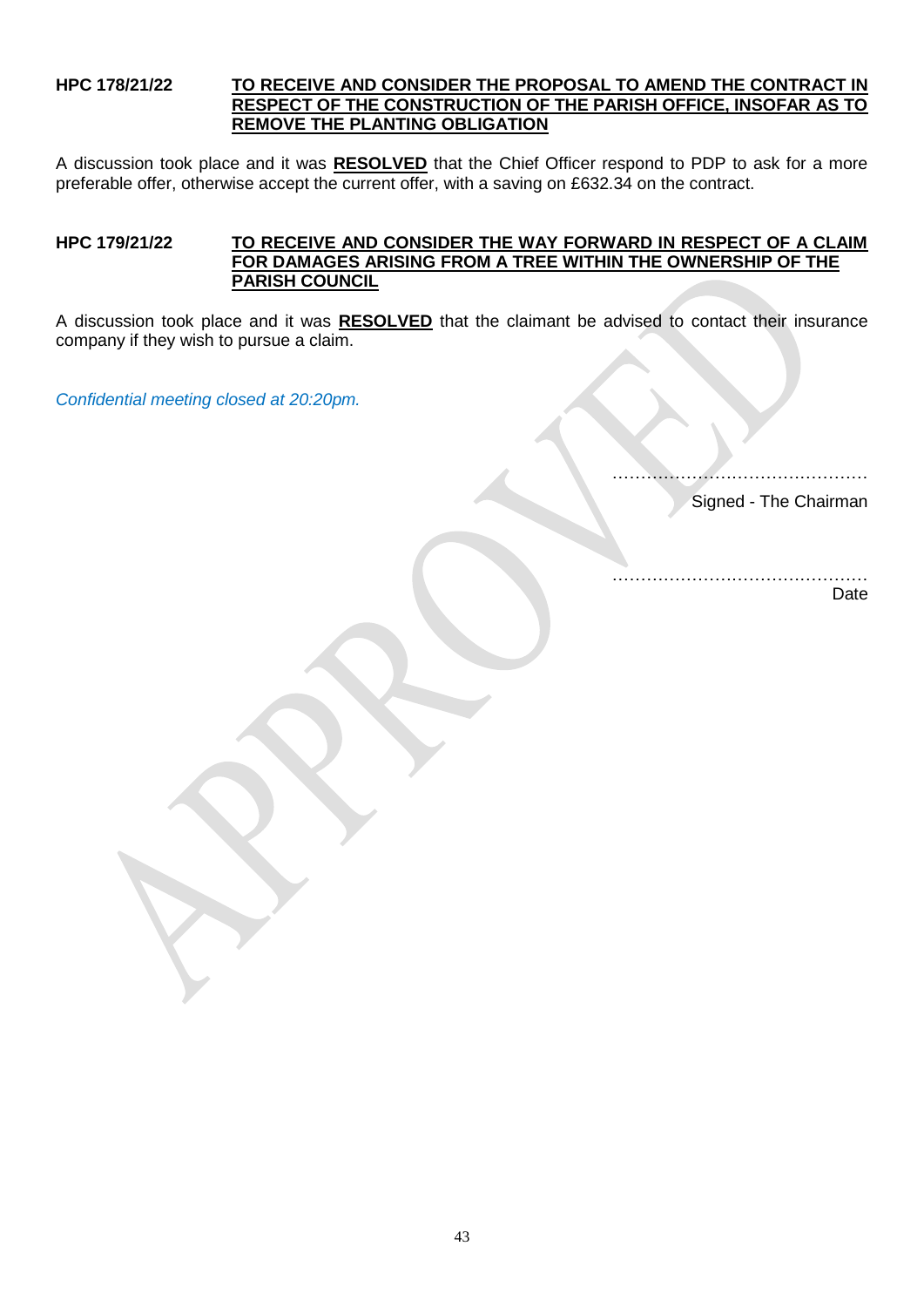**HPC 178/21/22** **TO RECEIVE AND CONSIDER THE PROPOSAL TO AMEND THE CONTRACT IN RESPECT OF THE CONSTRUCTION OF THE PARISH OFFICE, INSOFAR AS TO REMOVE THE PLANTING OBLIGATION**

A discussion took place and it was **RESOLVED** that the Chief Officer respond to PDP to ask for a more preferable offer, otherwise accept the current offer, with a saving on £632.34 on the contract.

**HPC 179/21/22** **TO RECEIVE AND CONSIDER THE WAY FORWARD IN RESPECT OF A CLAIM FOR DAMAGES ARISING FROM A TREE WITHIN THE OWNERSHIP OF THE PARISH COUNCIL**

A discussion took place and it was **RESOLVED** that the claimant be advised to contact their insurance company if they wish to pursue a claim.

*Confidential meeting closed at 20:20pm.*

………………………………………
Signed - The Chairman

………………………………………
Date